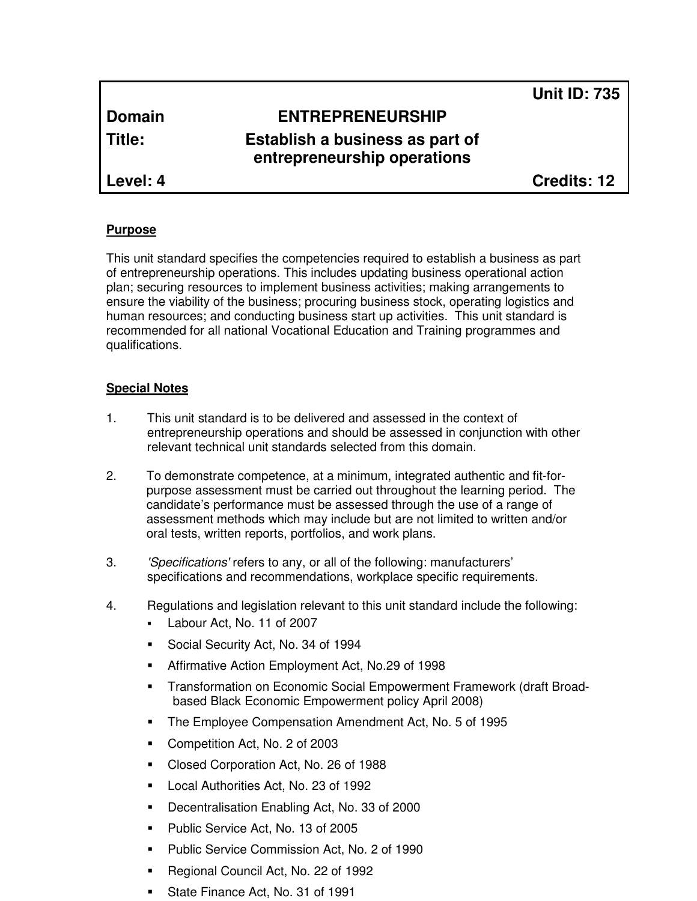| | | Unit ID: 735 |
|---|---|---|
| **Domain** | **ENTREPRENEURSHIP** | |
| **Title:** | **Establish a business as part of entrepreneurship operations** | |
| **Level: 4** | | **Credits: 12** |

## Purpose

This unit standard specifies the competencies required to establish a business as part of entrepreneurship operations. This includes updating business operational action plan; securing resources to implement business activities; making arrangements to ensure the viability of the business; procuring business stock, operating logistics and human resources; and conducting business start up activities. This unit standard is recommended for all national Vocational Education and Training programmes and qualifications.

## Special Notes

1. This unit standard is to be delivered and assessed in the context of entrepreneurship operations and should be assessed in conjunction with other relevant technical unit standards selected from this domain.

2. To demonstrate competence, at a minimum, integrated authentic and fit-for-purpose assessment must be carried out throughout the learning period. The candidate's performance must be assessed through the use of a range of assessment methods which may include but are not limited to written and/or oral tests, written reports, portfolios, and work plans.

3. *'Specifications'* refers to any, or all of the following: manufacturers' specifications and recommendations, workplace specific requirements.

4. Regulations and legislation relevant to this unit standard include the following:
   - Labour Act, No. 11 of 2007
   - Social Security Act, No. 34 of 1994
   - Affirmative Action Employment Act, No.29 of 1998
   - Transformation on Economic Social Empowerment Framework (draft Broad-based Black Economic Empowerment policy April 2008)
   - The Employee Compensation Amendment Act, No. 5 of 1995
   - Competition Act, No. 2 of 2003
   - Closed Corporation Act, No. 26 of 1988
   - Local Authorities Act, No. 23 of 1992
   - Decentralisation Enabling Act, No. 33 of 2000
   - Public Service Act, No. 13 of 2005
   - Public Service Commission Act, No. 2 of 1990
   - Regional Council Act, No. 22 of 1992
   - State Finance Act, No. 31 of 1991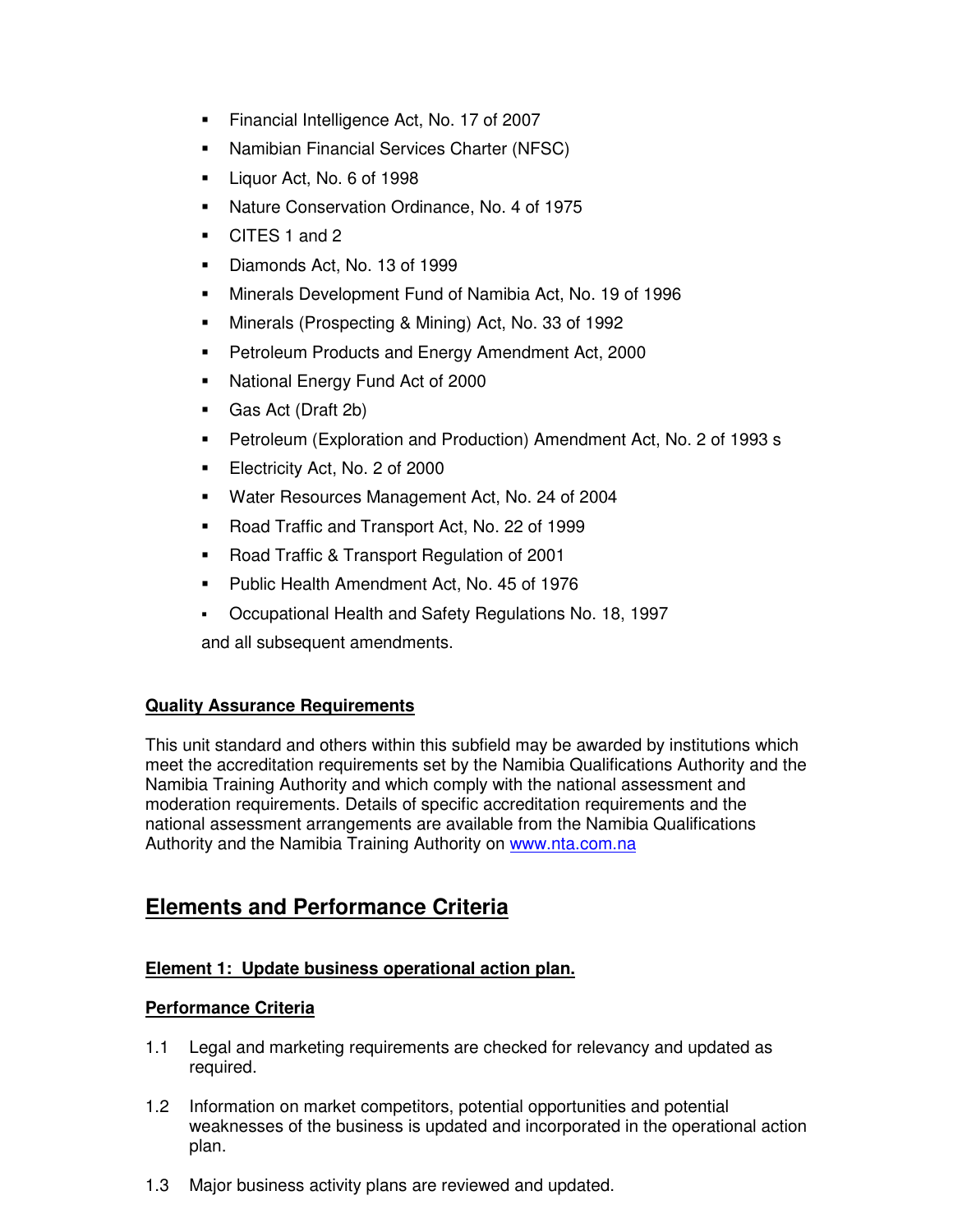- Financial Intelligence Act, No. 17 of 2007
- Namibian Financial Services Charter (NFSC)
- Liquor Act, No. 6 of 1998
- Nature Conservation Ordinance, No. 4 of 1975
- CITES 1 and 2
- Diamonds Act, No. 13 of 1999
- Minerals Development Fund of Namibia Act, No. 19 of 1996
- Minerals (Prospecting & Mining) Act, No. 33 of 1992
- Petroleum Products and Energy Amendment Act, 2000
- National Energy Fund Act of 2000
- Gas Act (Draft 2b)
- Petroleum (Exploration and Production) Amendment Act, No. 2 of 1993 s
- Electricity Act, No. 2 of 2000
- Water Resources Management Act, No. 24 of 2004
- Road Traffic and Transport Act, No. 22 of 1999
- Road Traffic & Transport Regulation of 2001
- Public Health Amendment Act, No. 45 of 1976
- Occupational Health and Safety Regulations No. 18, 1997

and all subsequent amendments.

**Quality Assurance Requirements**

This unit standard and others within this subfield may be awarded by institutions which meet the accreditation requirements set by the Namibia Qualifications Authority and the Namibia Training Authority and which comply with the national assessment and moderation requirements. Details of specific accreditation requirements and the national assessment arrangements are available from the Namibia Qualifications Authority and the Namibia Training Authority on www.nta.com.na

## Elements and Performance Criteria

**Element 1: Update business operational action plan.**

**Performance Criteria**

1.1 Legal and marketing requirements are checked for relevancy and updated as required.

1.2 Information on market competitors, potential opportunities and potential weaknesses of the business is updated and incorporated in the operational action plan.

1.3 Major business activity plans are reviewed and updated.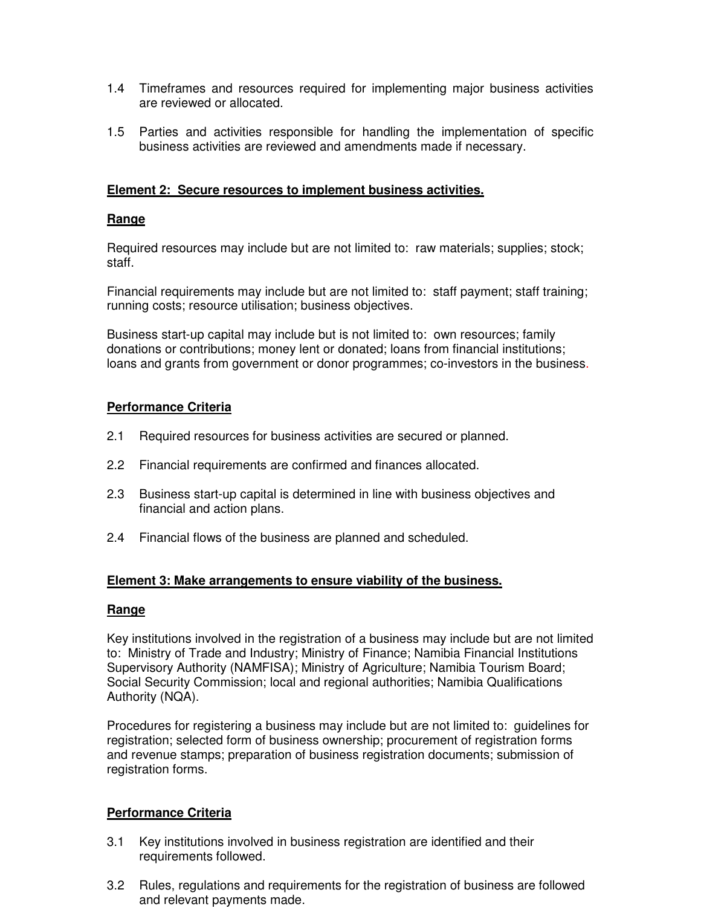1.4 Timeframes and resources required for implementing major business activities are reviewed or allocated.

1.5 Parties and activities responsible for handling the implementation of specific business activities are reviewed and amendments made if necessary.

**Element 2: Secure resources to implement business activities.**

**Range**

Required resources may include but are not limited to: raw materials; supplies; stock; staff.

Financial requirements may include but are not limited to: staff payment; staff training; running costs; resource utilisation; business objectives.

Business start-up capital may include but is not limited to: own resources; family donations or contributions; money lent or donated; loans from financial institutions; loans and grants from government or donor programmes; co-investors in the business.

**Performance Criteria**

2.1 Required resources for business activities are secured or planned.

2.2 Financial requirements are confirmed and finances allocated.

2.3 Business start-up capital is determined in line with business objectives and financial and action plans.

2.4 Financial flows of the business are planned and scheduled.

**Element 3: Make arrangements to ensure viability of the business.**

**Range**

Key institutions involved in the registration of a business may include but are not limited to: Ministry of Trade and Industry; Ministry of Finance; Namibia Financial Institutions Supervisory Authority (NAMFISA); Ministry of Agriculture; Namibia Tourism Board; Social Security Commission; local and regional authorities; Namibia Qualifications Authority (NQA).

Procedures for registering a business may include but are not limited to: guidelines for registration; selected form of business ownership; procurement of registration forms and revenue stamps; preparation of business registration documents; submission of registration forms.

**Performance Criteria**

3.1 Key institutions involved in business registration are identified and their requirements followed.

3.2 Rules, regulations and requirements for the registration of business are followed and relevant payments made.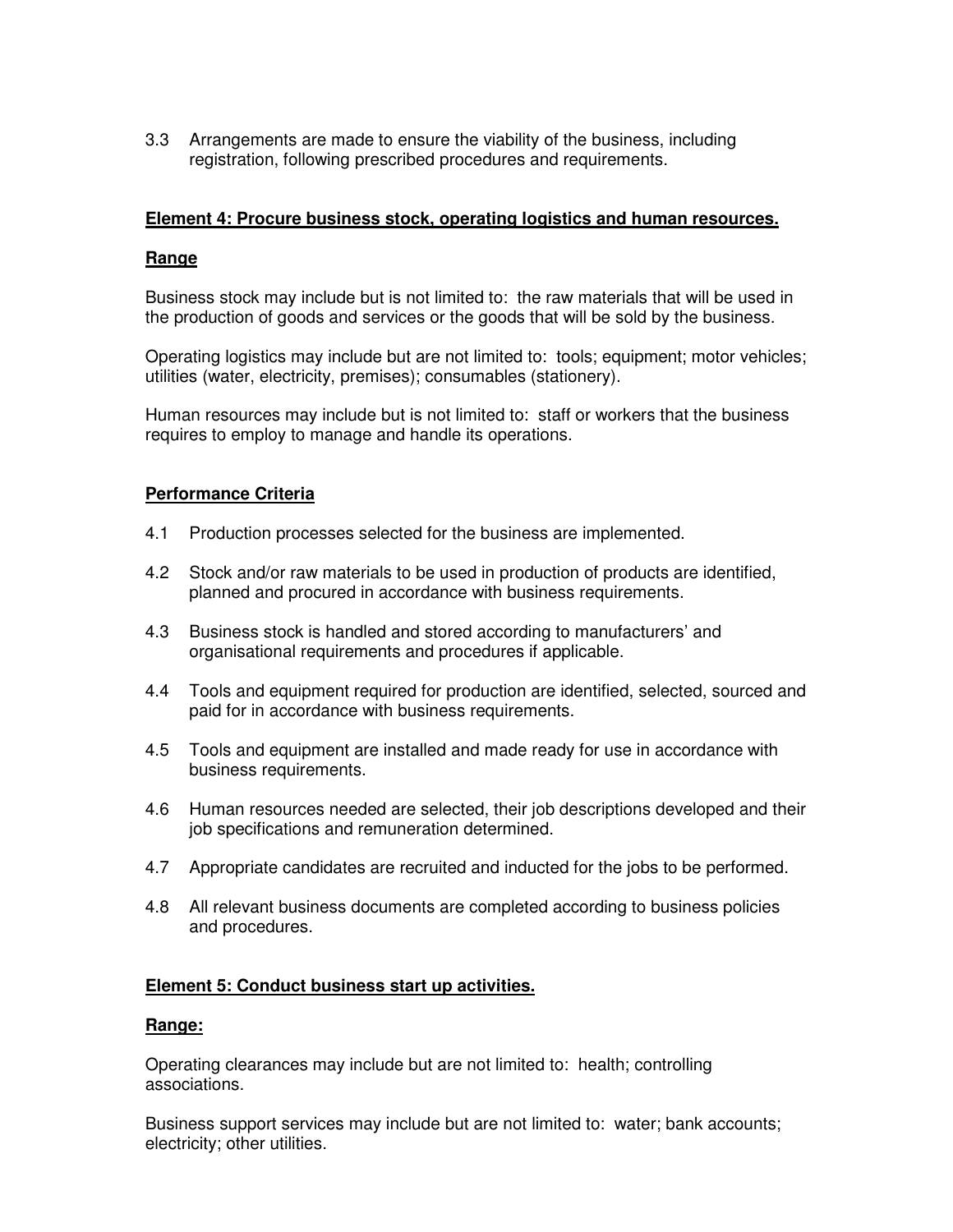3.3 Arrangements are made to ensure the viability of the business, including registration, following prescribed procedures and requirements.

## Element 4: Procure business stock, operating logistics and human resources.

### Range

Business stock may include but is not limited to: the raw materials that will be used in the production of goods and services or the goods that will be sold by the business.

Operating logistics may include but are not limited to: tools; equipment; motor vehicles; utilities (water, electricity, premises); consumables (stationery).

Human resources may include but is not limited to: staff or workers that the business requires to employ to manage and handle its operations.

### Performance Criteria

4.1 Production processes selected for the business are implemented.

4.2 Stock and/or raw materials to be used in production of products are identified, planned and procured in accordance with business requirements.

4.3 Business stock is handled and stored according to manufacturers' and organisational requirements and procedures if applicable.

4.4 Tools and equipment required for production are identified, selected, sourced and paid for in accordance with business requirements.

4.5 Tools and equipment are installed and made ready for use in accordance with business requirements.

4.6 Human resources needed are selected, their job descriptions developed and their job specifications and remuneration determined.

4.7 Appropriate candidates are recruited and inducted for the jobs to be performed.

4.8 All relevant business documents are completed according to business policies and procedures.

## Element 5: Conduct business start up activities.

### Range:

Operating clearances may include but are not limited to: health; controlling associations.

Business support services may include but are not limited to: water; bank accounts; electricity; other utilities.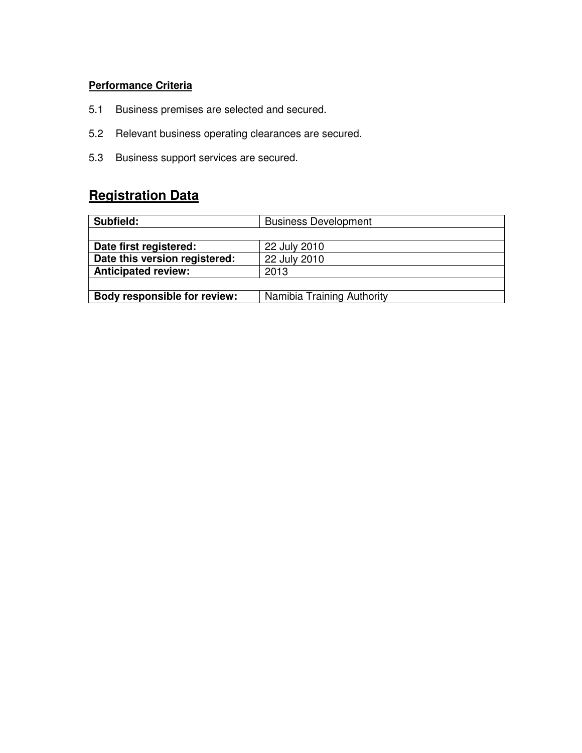**Performance Criteria**

5.1 Business premises are selected and secured.

5.2 Relevant business operating clearances are secured.

5.3 Business support services are secured.

## Registration Data

| | |
|---|---|
| **Subfield:** | Business Development |
| | |
| **Date first registered:** | 22 July 2010 |
| **Date this version registered:** | 22 July 2010 |
| **Anticipated review:** | 2013 |
| | |
| **Body responsible for review:** | Namibia Training Authority |